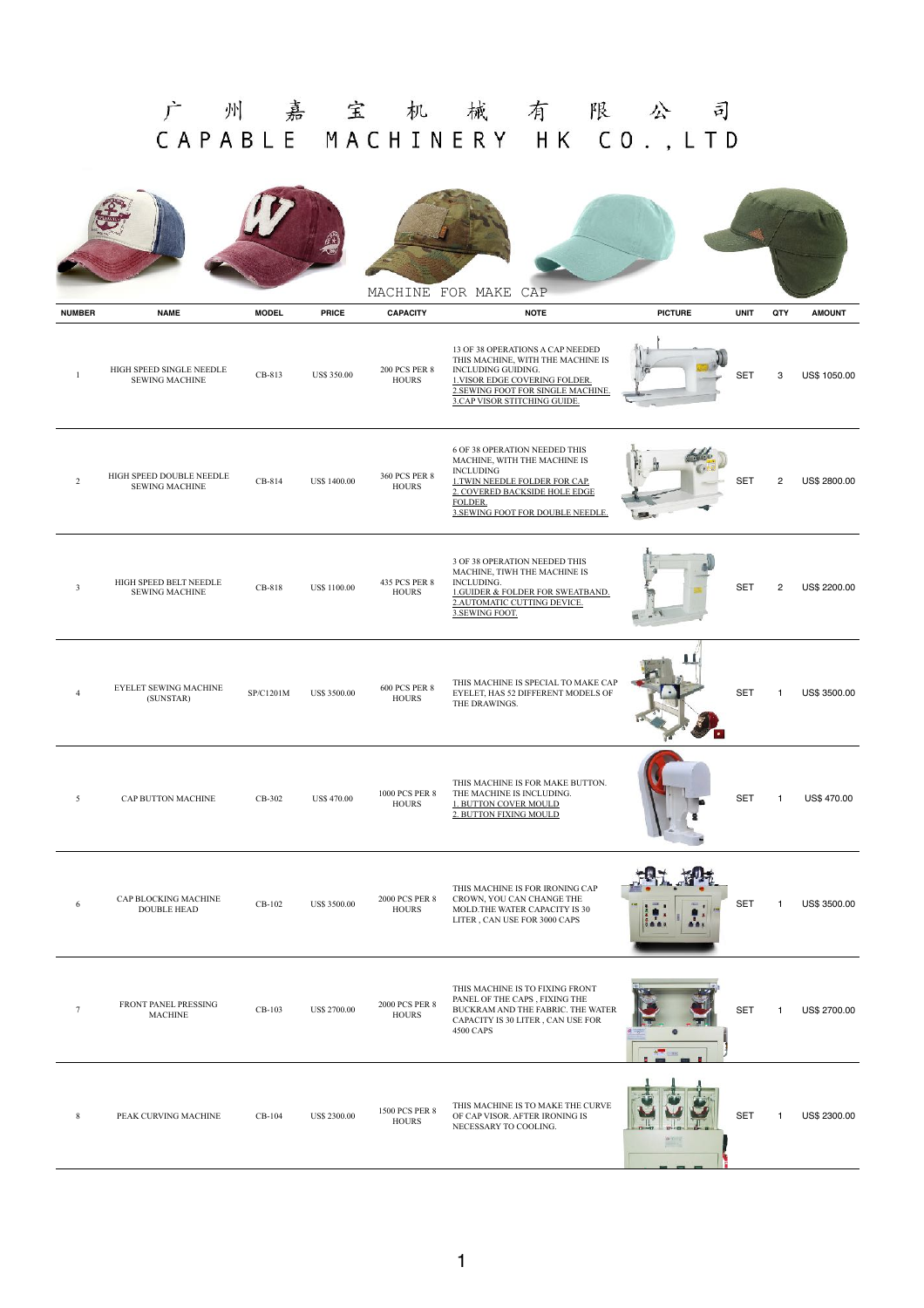# 广州嘉宝机械有限公司

# CAPABLE MACHINERY HK CO.,LTD

MACHINE FOR MAKE CAP

| NUMBER | NAME | MODEL | PRICE | CAPACITY | NOTE | PICTURE | UNIT | QTY | AMOUNT |
|---|---|---|---|---|---|---|---|---|---|
| 1 | HIGH SPEED SINGLE NEEDLE SEWING MACHINE | CB-813 | US$ 350.00 | 200 PCS PER 8 HOURS | 13 OF 38 OPERATIONS A CAP NEEDED THIS MACHINE, WITH THE MACHINE IS INCLUDING GUIDING. 1.VISOR EDGE COVERING FOLDER. 2.SEWING FOOT FOR SINGLE MACHINE. 3.CAP VISOR STITCHING GUIDE. | | SET | 3 | US$ 1050.00 |
| 2 | HIGH SPEED DOUBLE NEEDLE SEWING MACHINE | CB-814 | US$ 1400.00 | 360 PCS PER 8 HOURS | 6 OF 38 OPERATION NEEDED THIS MACHINE, WITH THE MACHINE IS INCLUDING 1.TWIN NEEDLE FOLDER FOR CAP. 2. COVERED BACKSIDE HOLE EDGE FOLDER. 3.SEWING FOOT FOR DOUBLE NEEDLE. | | SET | 2 | US$ 2800.00 |
| 3 | HIGH SPEED BELT NEEDLE SEWING MACHINE | CB-818 | US$ 1100.00 | 435 PCS PER 8 HOURS | 3 OF 38 OPERATION NEEDED THIS MACHINE, TIWH THE MACHINE IS INCLUDING. 1.GUIDER & FOLDER FOR SWEATBAND. 2.AUTOMATIC CUTTING DEVICE. 3.SEWING FOOT. | | SET | 2 | US$ 2200.00 |
| 4 | EYELET SEWING MACHINE (SUNSTAR) | SP/C1201M | US$ 3500.00 | 600 PCS PER 8 HOURS | THIS MACHINE IS SPECIAL TO MAKE CAP EYELET, HAS 52 DIFFERENT MODELS OF THE DRAWINGS. | | SET | 1 | US$ 3500.00 |
| 5 | CAP BUTTON MACHINE | CB-302 | US$ 470.00 | 1000 PCS PER 8 HOURS | THIS MACHINE IS FOR MAKE BUTTON. THE MACHINE IS INCLUDING. 1. BUTTON COVER MOULD 2. BUTTON FIXING MOULD | | SET | 1 | US$ 470.00 |
| 6 | CAP BLOCKING MACHINE DOUBLE HEAD | CB-102 | US$ 3500.00 | 2000 PCS PER 8 HOURS | THIS MACHINE IS FOR IRONING CAP CROWN, YOU CAN CHANGE THE MOLD.THE WATER CAPACITY IS 30 LITER , CAN USE FOR 3000 CAPS | | SET | 1 | US$ 3500.00 |
| 7 | FRONT PANEL PRESSING MACHINE | CB-103 | US$ 2700.00 | 2000 PCS PER 8 HOURS | THIS MACHINE IS TO FIXING FRONT PANEL OF THE CAPS , FIXING THE BUCKRAM AND THE FABRIC. THE WATER CAPACITY IS 30 LITER , CAN USE FOR 4500 CAPS | | SET | 1 | US$ 2700.00 |
| 8 | PEAK CURVING MACHINE | CB-104 | US$ 2300.00 | 1500 PCS PER 8 HOURS | THIS MACHINE IS TO MAKE THE CURVE OF CAP VISOR. AFTER IRONING IS NECESSARY TO COOLING. | | SET | 1 | US$ 2300.00 |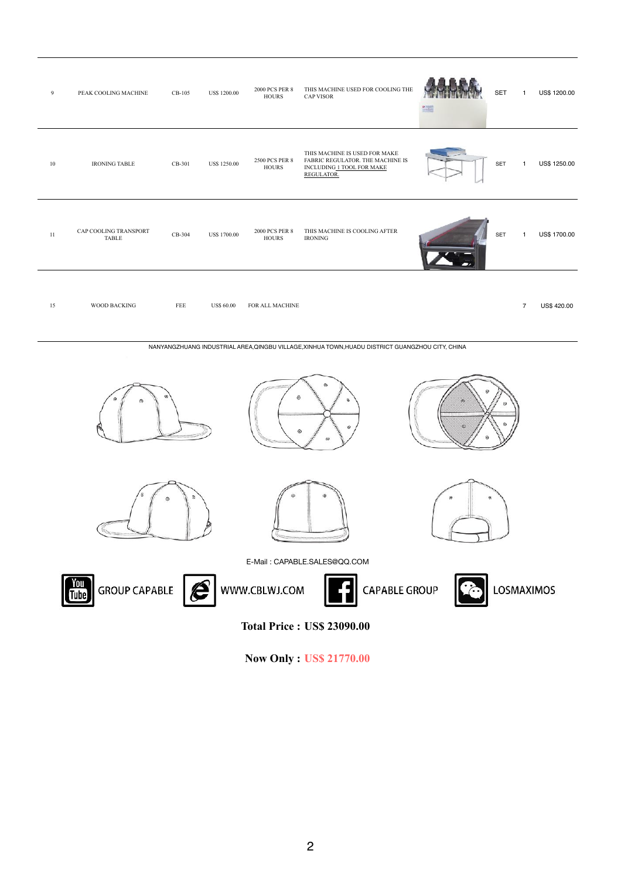| | | | | | | | | | |
|---|---|---|---|---|---|---|---|---|---|
| 9 | PEAK COOLING MACHINE | CB-105 | US$ 1200.00 | 2000 PCS PER 8 HOURS | THIS MACHINE USED FOR COOLING THE CAP VISOR | | SET | 1 | US$ 1200.00 |
| 10 | IRONING TABLE | CB-301 | US$ 1250.00 | 2500 PCS PER 8 HOURS | THIS MACHINE IS USED FOR MAKE FABRIC REGULATOR. THE MACHINE IS INCLUDING 1 TOOL FOR MAKE REGULATOR. | | SET | 1 | US$ 1250.00 |
| 11 | CAP COOLING TRANSPORT TABLE | CB-304 | US$ 1700.00 | 2000 PCS PER 8 HOURS | THIS MACHINE IS COOLING AFTER IRONING | | SET | 1 | US$ 1700.00 |
| 15 | WOOD BACKING | FEE | US$ 60.00 | FOR ALL MACHINE | | | | 7 | US$ 420.00 |

NANYANGZHUANG INDUSTRIAL AREA,QINGBU VILLAGE,XINHUA TOWN,HUADU DISTRICT GUANGZHOU CITY, CHINA

E-Mail : CAPABLE.SALES@QQ.COM

GROUP CAPABLE WWW.CBLWJ.COM CAPABLE GROUP LOSMAXIMOS

**Total Price : US$ 23090.00**

**Now Only : US$ 21770.00**